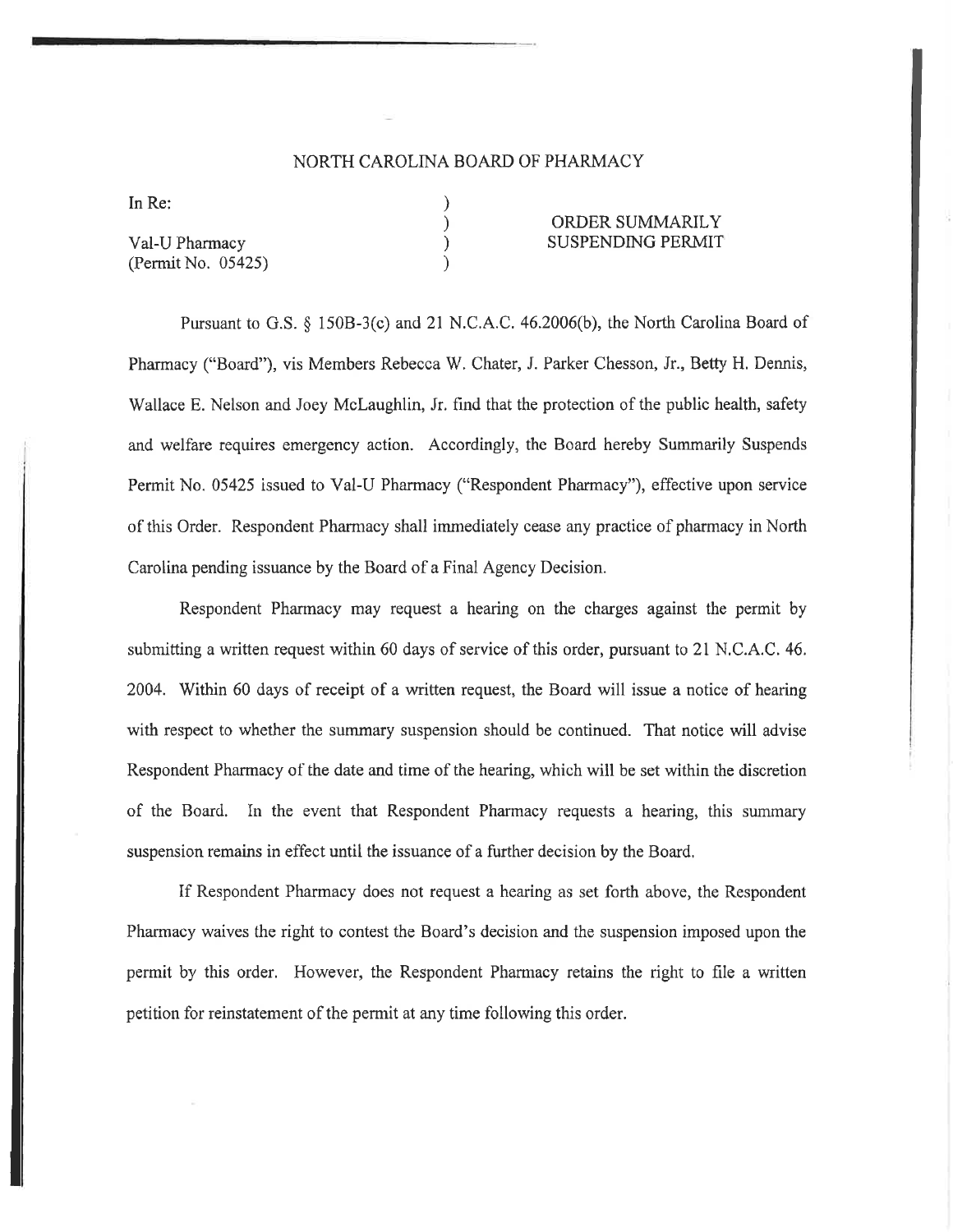# NORTH CAROLINA BOARD OF PHARMACY

| | | |
|---|---|---|
| In Re: | ) | |
| | ) | ORDER SUMMARILY |
| Val-U Pharmacy | ) | SUSPENDING PERMIT |
| (Permit No. 05425) | ) | |

Pursuant to G.S. § 150B-3(c) and 21 N.C.A.C. 46.2006(b), the North Carolina Board of Pharmacy ("Board"), vis Members Rebecca W. Chater, J. Parker Chesson, Jr., Betty H. Dennis, Wallace E. Nelson and Joey McLaughlin, Jr. find that the protection of the public health, safety and welfare requires emergency action. Accordingly, the Board hereby Summarily Suspends Permit No. 05425 issued to Val-U Pharmacy ("Respondent Pharmacy"), effective upon service of this Order. Respondent Pharmacy shall immediately cease any practice of pharmacy in North Carolina pending issuance by the Board of a Final Agency Decision.

Respondent Pharmacy may request a hearing on the charges against the permit by submitting a written request within 60 days of service of this order, pursuant to 21 N.C.A.C. 46. 2004. Within 60 days of receipt of a written request, the Board will issue a notice of hearing with respect to whether the summary suspension should be continued. That notice will advise Respondent Pharmacy of the date and time of the hearing, which will be set within the discretion of the Board. In the event that Respondent Pharmacy requests a hearing, this summary suspension remains in effect until the issuance of a further decision by the Board.

If Respondent Pharmacy does not request a hearing as set forth above, the Respondent Pharmacy waives the right to contest the Board's decision and the suspension imposed upon the permit by this order. However, the Respondent Pharmacy retains the right to file a written petition for reinstatement of the permit at any time following this order.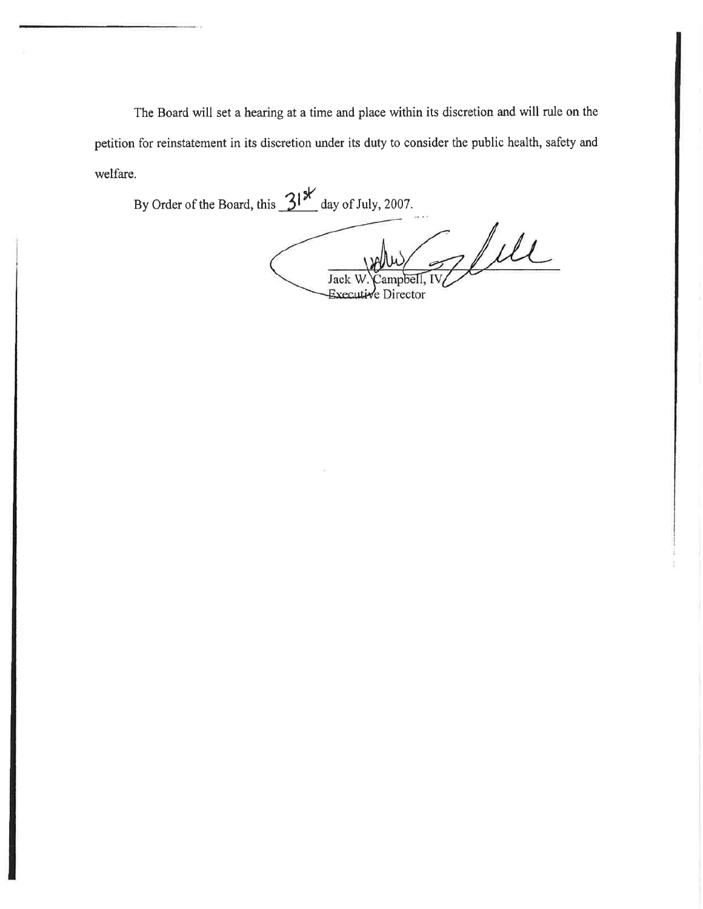The Board will set a hearing at a time and place within its discretion and will rule on the petition for reinstatement in its discretion under its duty to consider the public health, safety and welfare.

By Order of the Board, this 31st day of July, 2007.

Jack W. Campbell, IV
Executive Director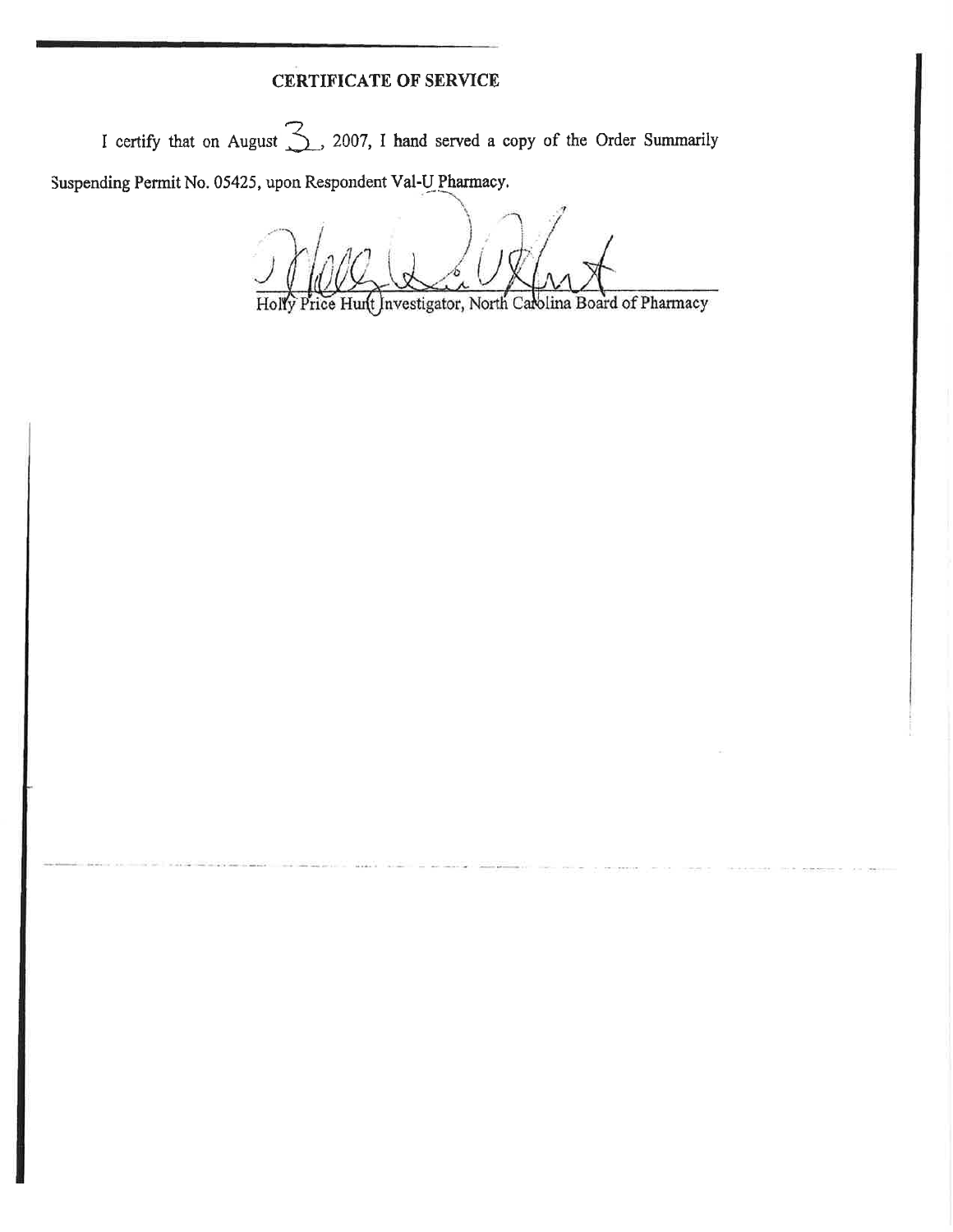## CERTIFICATE OF SERVICE

I certify that on August 3, 2007, I hand served a copy of the Order Summarily Suspending Permit No. 05425, upon Respondent Val-U Pharmacy.

Holly Price Hunt Investigator, North Carolina Board of Pharmacy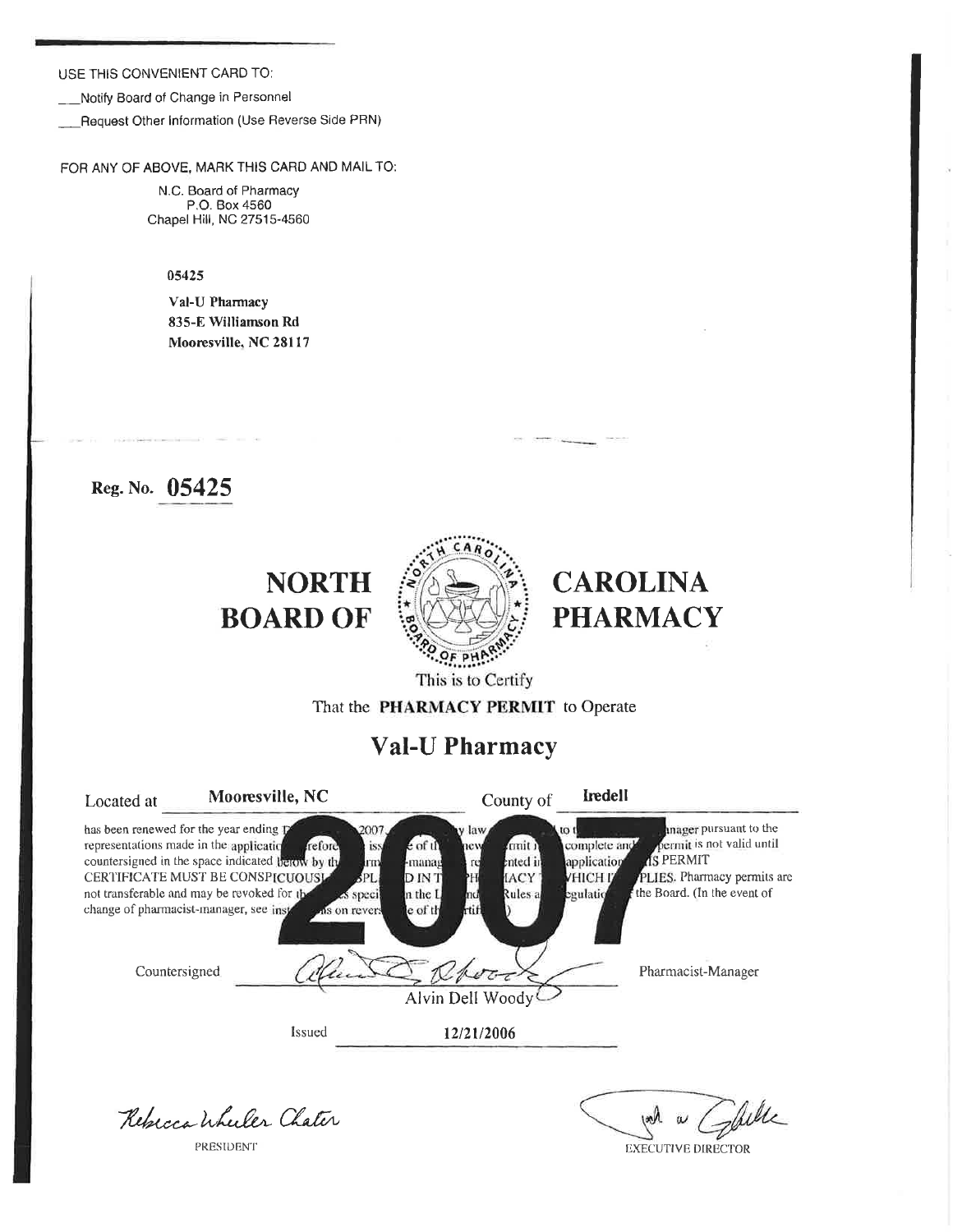USE THIS CONVENIENT CARD TO:

___Notify Board of Change in Personnel

___Request Other Information (Use Reverse Side PRN)

FOR ANY OF ABOVE, MARK THIS CARD AND MAIL TO:

N.C. Board of Pharmacy
P.O. Box 4560
Chapel Hill, NC 27515-4560

**05425**

**Val-U Pharmacy**
**835-E Williamson Rd**
**Mooresville, NC 28117**

**Reg. No. 05425**

# NORTH CAROLINA BOARD OF PHARMACY

This is to Certify

That the **PHARMACY PERMIT** to Operate

## Val-U Pharmacy

Located at **Mooresville, NC** County of **Iredell**

has been renewed for the year ending D... 2007... y law... to t... nager pursuant to the representations made in the applicatio... refore... iss... e of th... new... rmit i... complete and... permit is not valid until countersigned in the space indicated below by th... rm... -manag... re... nted in... application... IS PERMIT CERTIFICATE MUST BE CONSPICUOUSL... SPL... D IN T... H... ACY... HICH I... PLIES. Pharmacy permits are not transferable and may be revoked for th... s speci... n the L... nd... Rules a... egulatio... the Board. (In the event of change of pharmacist-manager, see inst... ns on revers... e of th... rtif... )

**2007**

Countersigned ______ Pharmacist-Manager

Alvin Dell Woody

Issued **12/21/2006**

Rebecca Wheeler Chater

PRESIDENT

EXECUTIVE DIRECTOR